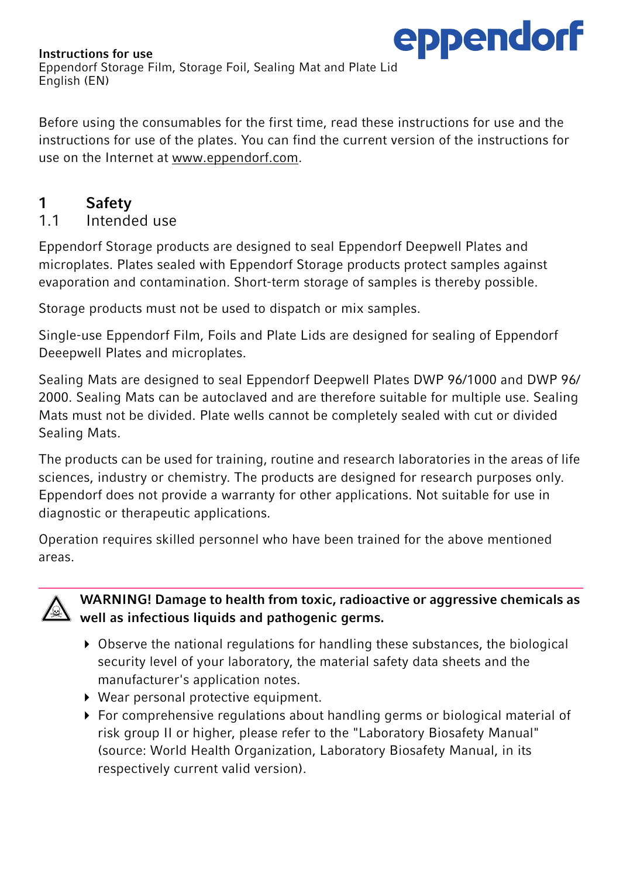**Instructions for use**
Eppendorf Storage Film, Storage Foil, Sealing Mat and Plate Lid
English (EN)

eppendorf

Before using the consumables for the first time, read these instructions for use and the instructions for use of the plates. You can find the current version of the instructions for use on the Internet at www.eppendorf.com.

# 1 Safety

## 1.1 Intended use

Eppendorf Storage products are designed to seal Eppendorf Deepwell Plates and microplates. Plates sealed with Eppendorf Storage products protect samples against evaporation and contamination. Short-term storage of samples is thereby possible.

Storage products must not be used to dispatch or mix samples.

Single-use Eppendorf Film, Foils and Plate Lids are designed for sealing of Eppendorf Deeepwell Plates and microplates.

Sealing Mats are designed to seal Eppendorf Deepwell Plates DWP 96/1000 and DWP 96/2000. Sealing Mats can be autoclaved and are therefore suitable for multiple use. Sealing Mats must not be divided. Plate wells cannot be completely sealed with cut or divided Sealing Mats.

The products can be used for training, routine and research laboratories in the areas of life sciences, industry or chemistry. The products are designed for research purposes only. Eppendorf does not provide a warranty for other applications. Not suitable for use in diagnostic or therapeutic applications.

Operation requires skilled personnel who have been trained for the above mentioned areas.

**WARNING! Damage to health from toxic, radioactive or aggressive chemicals as well as infectious liquids and pathogenic germs.**

- Observe the national regulations for handling these substances, the biological security level of your laboratory, the material safety data sheets and the manufacturer's application notes.
- Wear personal protective equipment.
- For comprehensive regulations about handling germs or biological material of risk group II or higher, please refer to the "Laboratory Biosafety Manual" (source: World Health Organization, Laboratory Biosafety Manual, in its respectively current valid version).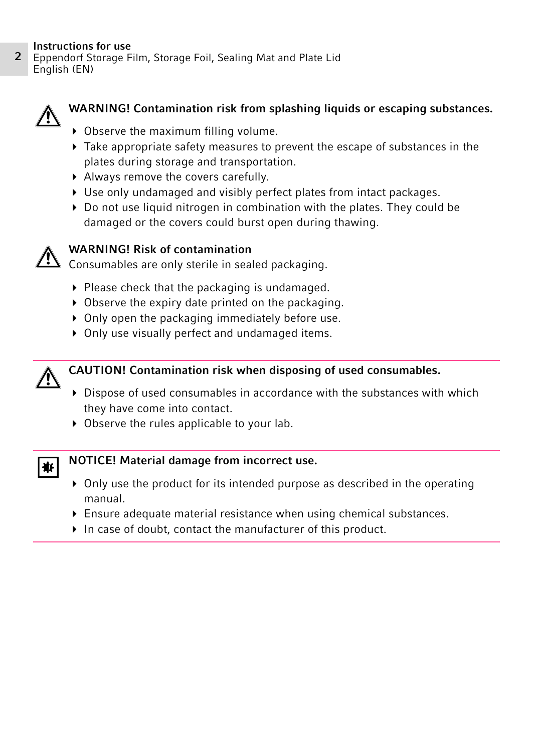**WARNING! Contamination risk from splashing liquids or escaping substances.**

- Observe the maximum filling volume.
- Take appropriate safety measures to prevent the escape of substances in the plates during storage and transportation.
- Always remove the covers carefully.
- Use only undamaged and visibly perfect plates from intact packages.
- Do not use liquid nitrogen in combination with the plates. They could be damaged or the covers could burst open during thawing.

**WARNING! Risk of contamination**

Consumables are only sterile in sealed packaging.

- Please check that the packaging is undamaged.
- Observe the expiry date printed on the packaging.
- Only open the packaging immediately before use.
- Only use visually perfect and undamaged items.

**CAUTION! Contamination risk when disposing of used consumables.**

- Dispose of used consumables in accordance with the substances with which they have come into contact.
- Observe the rules applicable to your lab.

**NOTICE! Material damage from incorrect use.**

- Only use the product for its intended purpose as described in the operating manual.
- Ensure adequate material resistance when using chemical substances.
- In case of doubt, contact the manufacturer of this product.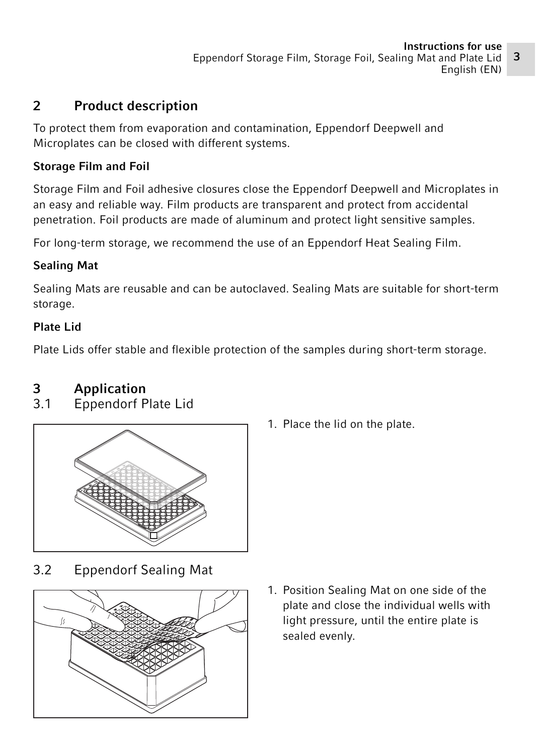## 2 Product description

To protect them from evaporation and contamination, Eppendorf Deepwell and Microplates can be closed with different systems.

**Storage Film and Foil**

Storage Film and Foil adhesive closures close the Eppendorf Deepwell and Microplates in an easy and reliable way. Film products are transparent and protect from accidental penetration. Foil products are made of aluminum and protect light sensitive samples.

For long-term storage, we recommend the use of an Eppendorf Heat Sealing Film.

**Sealing Mat**

Sealing Mats are reusable and can be autoclaved. Sealing Mats are suitable for short-term storage.

**Plate Lid**

Plate Lids offer stable and flexible protection of the samples during short-term storage.

## 3 Application

### 3.1 Eppendorf Plate Lid

1. Place the lid on the plate.

### 3.2 Eppendorf Sealing Mat

1. Position Sealing Mat on one side of the plate and close the individual wells with light pressure, until the entire plate is sealed evenly.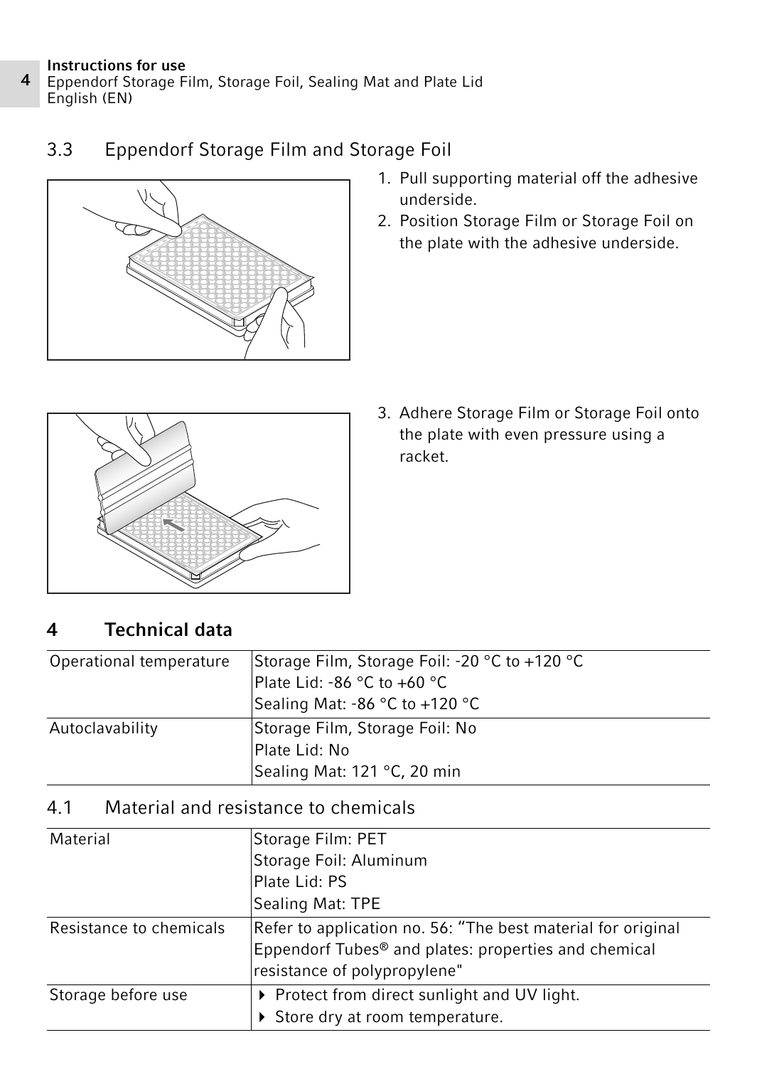## 3.3 Eppendorf Storage Film and Storage Foil

1. Pull supporting material off the adhesive underside.
2. Position Storage Film or Storage Foil on the plate with the adhesive underside.
3. Adhere Storage Film or Storage Foil onto the plate with even pressure using a racket.

# 4 Technical data

| Operational temperature | Storage Film, Storage Foil: -20 °C to +120 °C<br>Plate Lid: -86 °C to +60 °C<br>Sealing Mat: -86 °C to +120 °C |
|---|---|
| Autoclavability | Storage Film, Storage Foil: No<br>Plate Lid: No<br>Sealing Mat: 121 °C, 20 min |

## 4.1 Material and resistance to chemicals

| Material | Storage Film: PET<br>Storage Foil: Aluminum<br>Plate Lid: PS<br>Sealing Mat: TPE |
|---|---|
| Resistance to chemicals | Refer to application no. 56: “The best material for original Eppendorf Tubes® and plates: properties and chemical resistance of polypropylene" |
| Storage before use | ▸ Protect from direct sunlight and UV light.<br>▸ Store dry at room temperature. |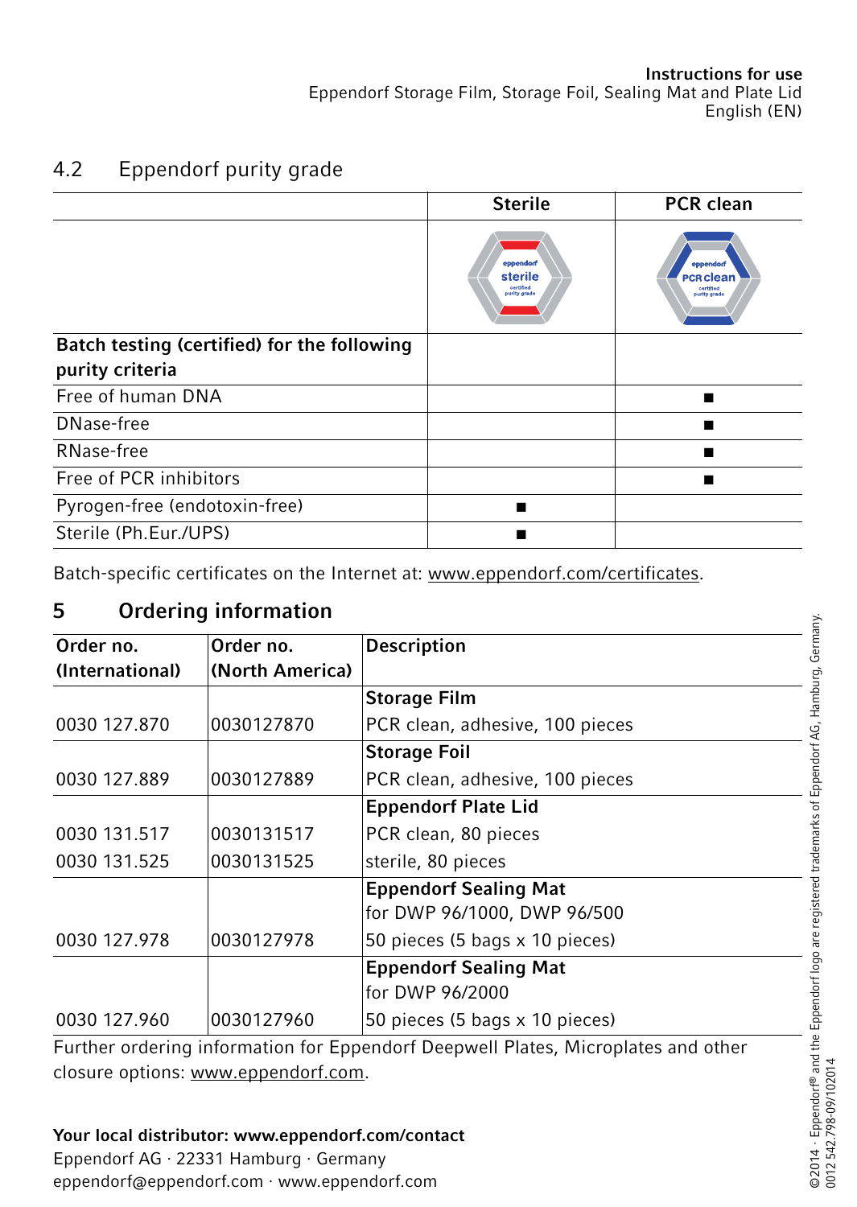## 4.2 Eppendorf purity grade

| | Sterile | PCR clean |
|---|---|---|
| | eppendorf sterile certified purity grade | eppendorf PCR clean certified purity grade |
| **Batch testing (certified) for the following purity criteria** | | |
| Free of human DNA | | ■ |
| DNase-free | | ■ |
| RNase-free | | ■ |
| Free of PCR inhibitors | | ■ |
| Pyrogen-free (endotoxin-free) | ■ | |
| Sterile (Ph.Eur./UPS) | ■ | |

Batch-specific certificates on the Internet at: www.eppendorf.com/certificates.

# 5 Ordering information

| Order no. (International) | Order no. (North America) | Description |
|---|---|---|
| | | **Storage Film** |
| 0030 127.870 | 0030127870 | PCR clean, adhesive, 100 pieces |
| | | **Storage Foil** |
| 0030 127.889 | 0030127889 | PCR clean, adhesive, 100 pieces |
| | | **Eppendorf Plate Lid** |
| 0030 131.517 | 0030131517 | PCR clean, 80 pieces |
| 0030 131.525 | 0030131525 | sterile, 80 pieces |
| | | **Eppendorf Sealing Mat** for DWP 96/1000, DWP 96/500 |
| 0030 127.978 | 0030127978 | 50 pieces (5 bags x 10 pieces) |
| | | **Eppendorf Sealing Mat** for DWP 96/2000 |
| 0030 127.960 | 0030127960 | 50 pieces (5 bags x 10 pieces) |

Further ordering information for Eppendorf Deepwell Plates, Microplates and other closure options: www.eppendorf.com.

**Your local distributor: www.eppendorf.com/contact**
Eppendorf AG · 22331 Hamburg · Germany
eppendorf@eppendorf.com · www.eppendorf.com

©2014 · Eppendorf® and the Eppendorf logo are registered trademarks of Eppendorf AG, Hamburg, Germany.
0012 542.798-09/102014